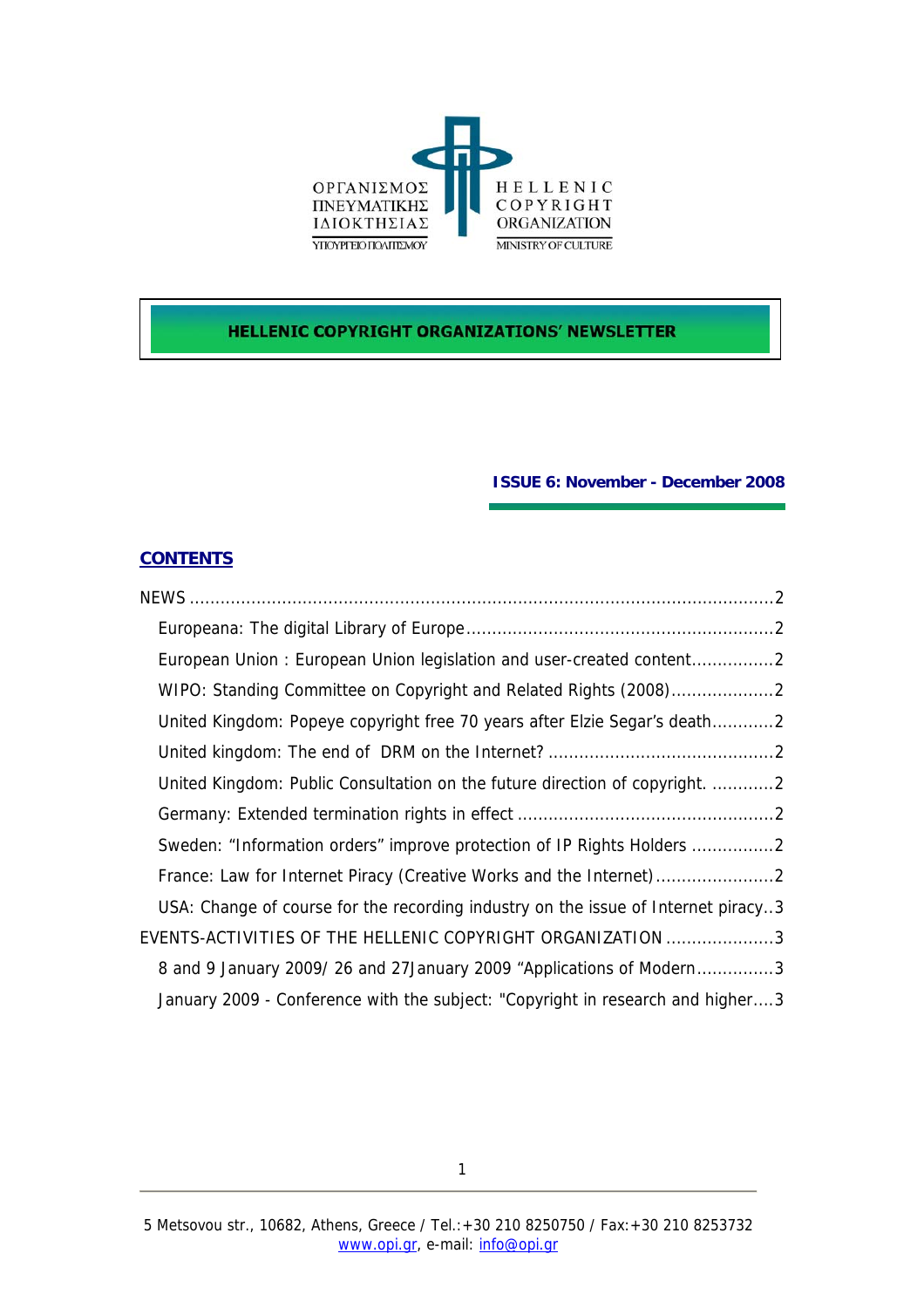ΟΡΓΑΝΙΣΜΟΣ ΠΝΕΥΜΑΤΙΚΗΣ ΙΔΙΟΚΤΗΣΙΑΣ
ΥΠΟΥΡΓΕΙΟ ΠΟΛΙΤΙΣΜΟΥ

HELLENIC COPYRIGHT ORGANIZATION
MINISTRY OF CULTURE

# HELLENIC COPYRIGHT ORGANIZATIONS' NEWSLETTER

**ISSUE 6: November - December 2008**

## CONTENTS

NEWS ....................................................................................................................2

- Europeana: The digital Library of Europe ...........................................................2
- European Union : European Union legislation and user-created content ................2
- WIPO: Standing Committee on Copyright and Related Rights (2008) ....................2
- United Kingdom: Popeye copyright free 70 years after Elzie Segar's death ............2
- United kingdom: The end of DRM on the Internet? ...........................................2
- United Kingdom: Public Consultation on the future direction of copyright. ............2
- Germany: Extended termination rights in effect .................................................2
- Sweden: "Information orders" improve protection of IP Rights Holders ................2
- France: Law for Internet Piracy (Creative Works and the Internet) .......................2
- USA: Change of course for the recording industry on the issue of Internet piracy..3

EVENTS-ACTIVITIES OF THE HELLENIC COPYRIGHT ORGANIZATION .....................3

- 8 and 9 January 2009/ 26 and 27January 2009 "Applications of Modern ...............3
- January 2009 - Conference with the subject: "Copyright in research and higher....3

5 Metsovou str., 10682, Athens, Greece / Tel.:+30 210 8250750 / Fax:+30 210 8253732
www.opi.gr, e-mail: info@opi.gr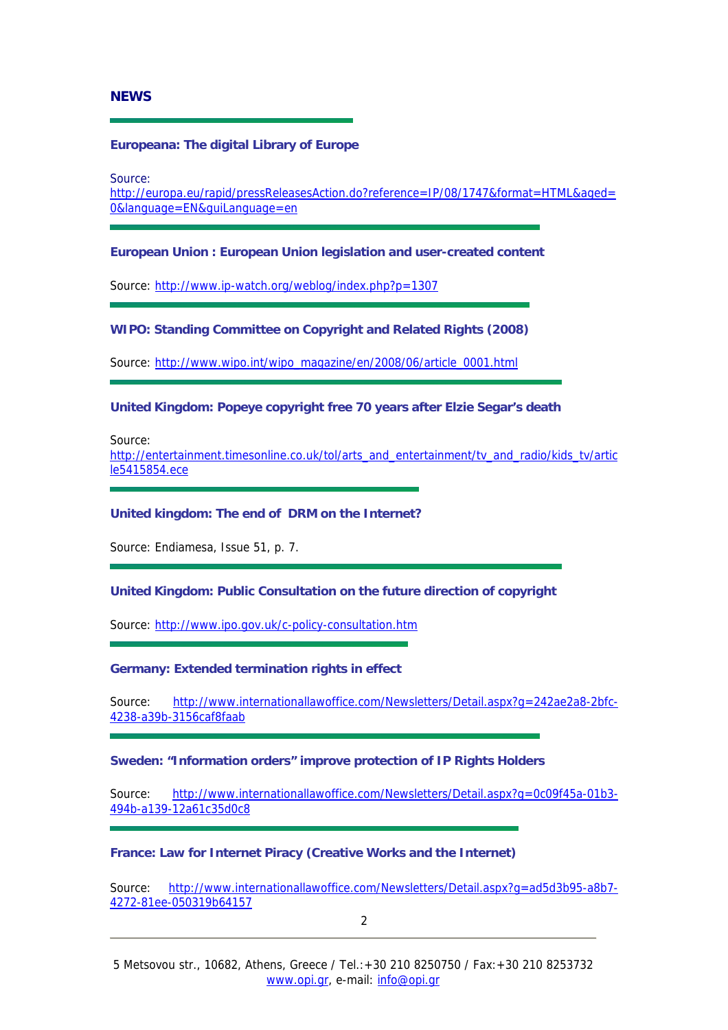## NEWS

### Europeana: The digital Library of Europe

Source: http://europa.eu/rapid/pressReleasesAction.do?reference=IP/08/1747&format=HTML&aged=0&language=EN&guiLanguage=en

### European Union : European Union legislation and user-created content

Source: http://www.ip-watch.org/weblog/index.php?p=1307

### WIPO: Standing Committee on Copyright and Related Rights (2008)

Source: http://www.wipo.int/wipo_magazine/en/2008/06/article_0001.html

### United Kingdom: Popeye copyright free 70 years after Elzie Segar's death

Source: http://entertainment.timesonline.co.uk/tol/arts_and_entertainment/tv_and_radio/kids_tv/article5415854.ece

### United kingdom: The end of DRM on the Internet?

Source: Endiamesa, Issue 51, p. 7.

### United Kingdom: Public Consultation on the future direction of copyright

Source: http://www.ipo.gov.uk/c-policy-consultation.htm

### Germany: Extended termination rights in effect

Source: http://www.internationallawoffice.com/Newsletters/Detail.aspx?g=242ae2a8-2bfc-4238-a39b-3156caf8faab

### Sweden: "Information orders" improve protection of IP Rights Holders

Source: http://www.internationallawoffice.com/Newsletters/Detail.aspx?g=0c09f45a-01b3-494b-a139-12a61c35d0c8

### France: Law for Internet Piracy (Creative Works and the Internet)

Source: http://www.internationallawoffice.com/Newsletters/Detail.aspx?g=ad5d3b95-a8b7-4272-81ee-050319b64157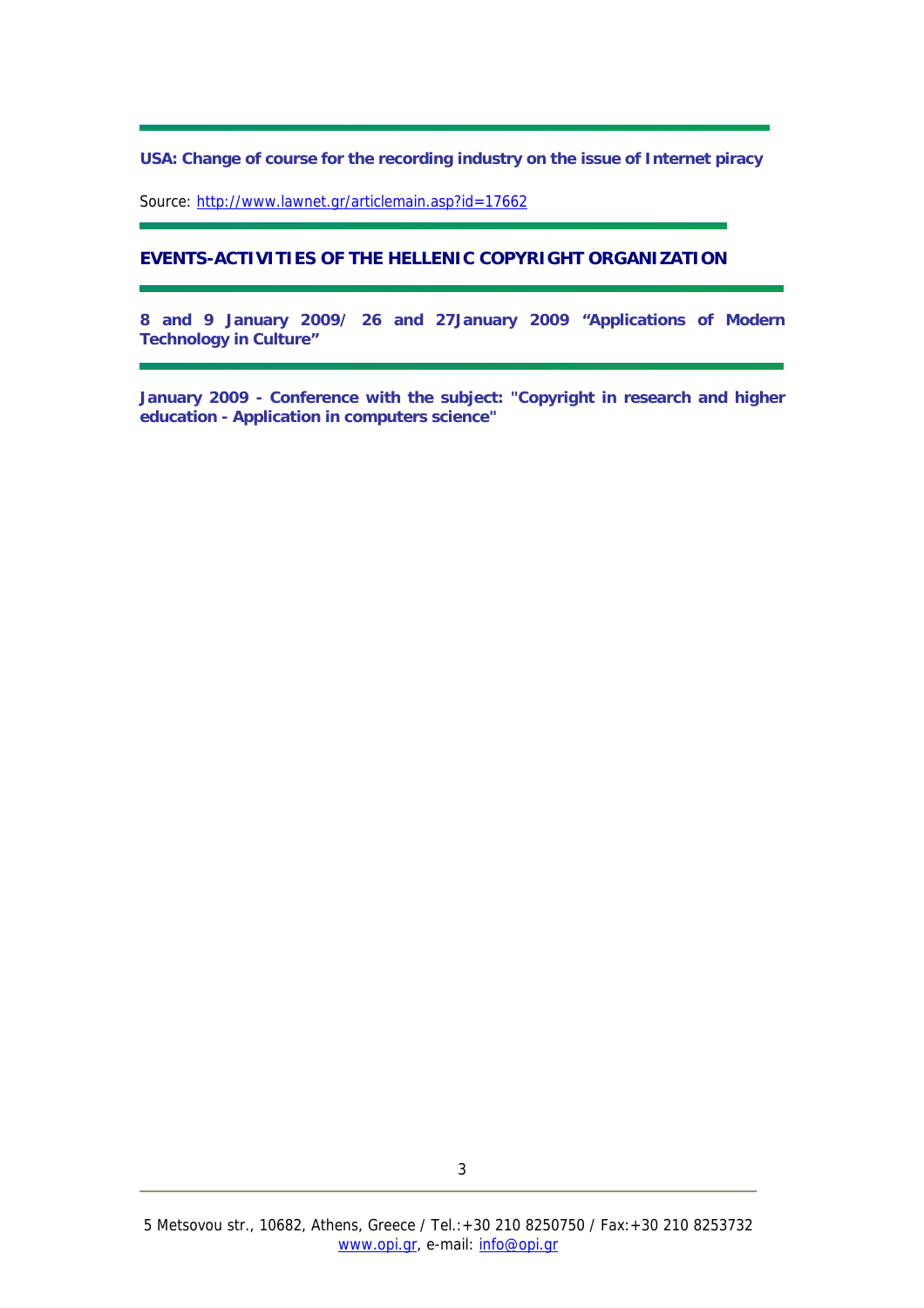**USA: Change of course for the recording industry on the issue of Internet piracy**

Source: http://www.lawnet.gr/articlemain.asp?id=17662

## EVENTS-ACTIVITIES OF THE HELLENIC COPYRIGHT ORGANIZATION

**8 and 9 January 2009/ 26 and 27January 2009 "Applications of Modern Technology in Culture"**

**January 2009 - Conference with the subject: "Copyright in research and higher education - Application in computers science"**